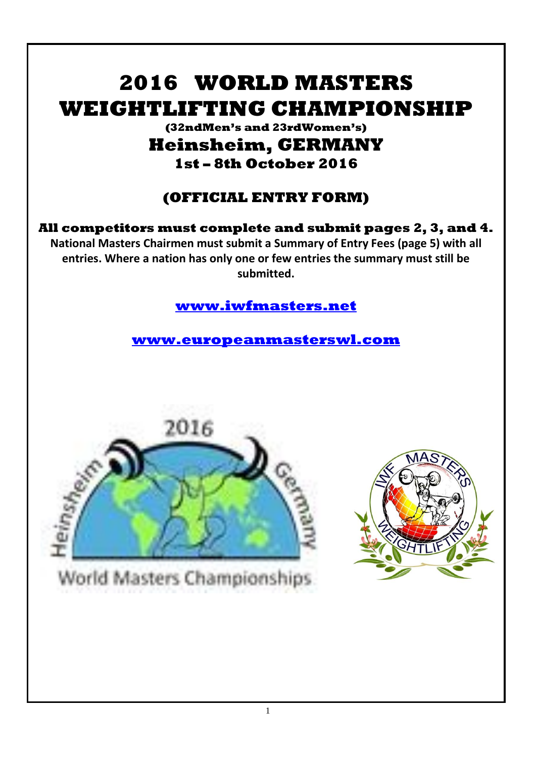# 2016 WORLD MASTERS WEIGHTLIFTING CHAMPIONSHIP

**(32ndMen's and 23rdWomen's)**

## Heinsheim, GERMANY

**1st – 8th October 2016**

### (OFFICIAL ENTRY FORM)

**All competitors must complete and submit pages 2, 3, and 4.**

**National Masters Chairmen must submit a Summary of Entry Fees (page 5) with all entries. Where a nation has only one or few entries the summary must still be submitted.**

**www.iwfmasters.net**

**www.europeanmasterswl.com**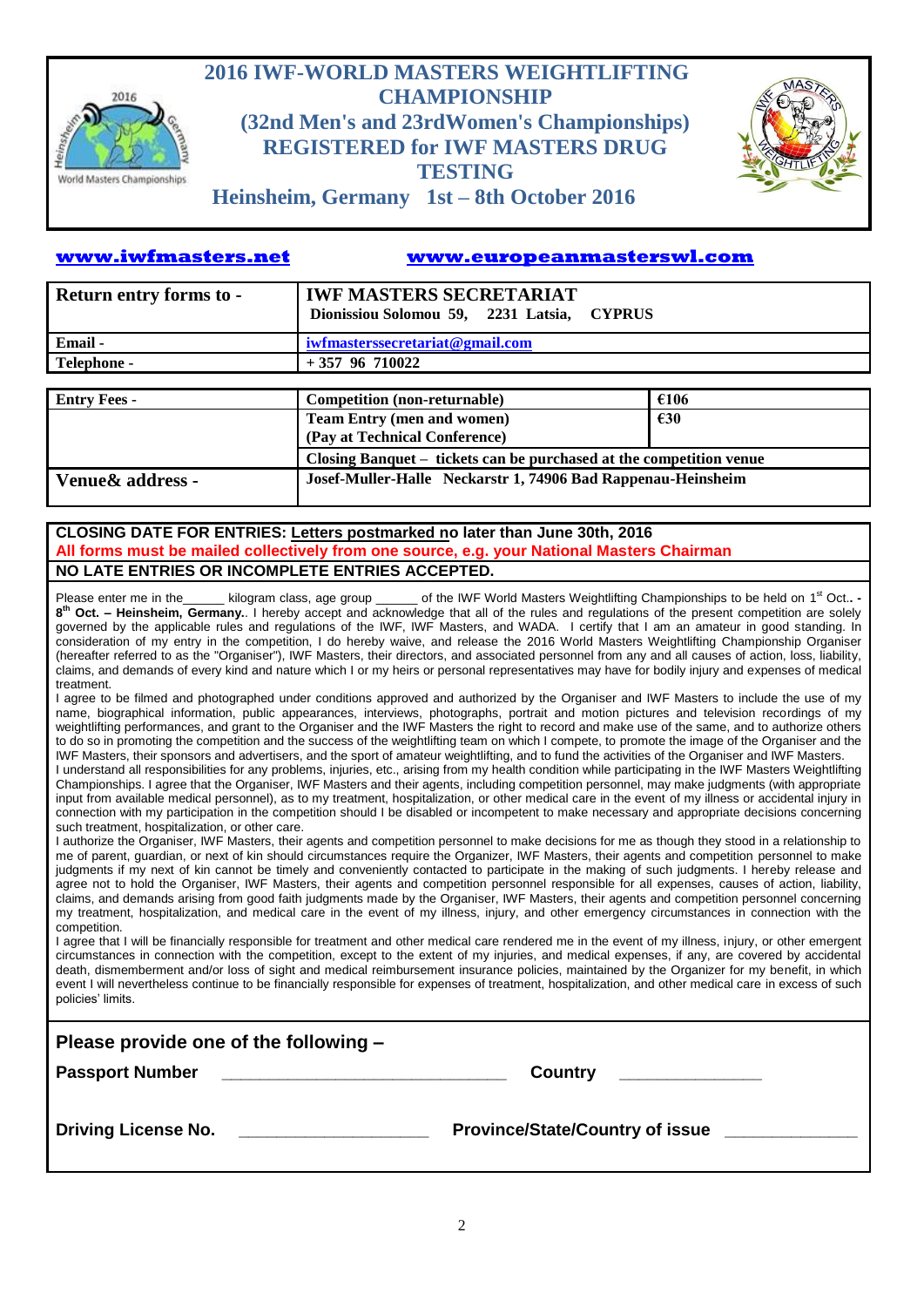# 2016 IWF-WORLD MASTERS WEIGHTLIFTING CHAMPIONSHIP
## (32nd Men's and 23rdWomen's Championships)
## REGISTERED for IWF MASTERS DRUG TESTING
## Heinsheim, Germany 1st – 8th October 2016

**www.iwfmasters.net** **www.europeanmasterswl.com**

| **Return entry forms to -** | **IWF MASTERS SECRETARIAT** **Dionissiou Solomou 59, 2231 Latsia, CYPRUS** |
|---|---|
| **Email -** | **iwfmasterssecretariat@gmail.com** |
| **Telephone -** | **+ 357 96 710022** |

| **Entry Fees -** | **Competition (non-returnable)** | **€106** |
|---|---|---|
| | **Team Entry (men and women) (Pay at Technical Conference)** | **€30** |
| | **Closing Banquet – tickets can be purchased at the competition venue** | |
| **Venue& address -** | **Josef-Muller-Halle Neckarstr 1, 74906 Bad Rappenau-Heinsheim** | |

**CLOSING DATE FOR ENTRIES: Letters postmarked no later than June 30th, 2016**

**All forms must be mailed collectively from one source, e.g. your National Masters Chairman**

**NO LATE ENTRIES OR INCOMPLETE ENTRIES ACCEPTED.**

Please enter me in the______ kilogram class, age group ______ of the IWF World Masters Weightlifting Championships to be held on 1st Oct.. - **8th Oct. – Heinsheim, Germany.**. I hereby accept and acknowledge that all of the rules and regulations of the present competition are solely governed by the applicable rules and regulations of the IWF, IWF Masters, and WADA. I certify that I am an amateur in good standing. In consideration of my entry in the competition, I do hereby waive, and release the 2016 World Masters Weightlifting Championship Organiser (hereafter referred to as the "Organiser"), IWF Masters, their directors, and associated personnel from any and all causes of action, loss, liability, claims, and demands of every kind and nature which I or my heirs or personal representatives may have for bodily injury and expenses of medical treatment.

I agree to be filmed and photographed under conditions approved and authorized by the Organiser and IWF Masters to include the use of my name, biographical information, public appearances, interviews, photographs, portrait and motion pictures and television recordings of my weightlifting performances, and grant to the Organiser and the IWF Masters the right to record and make use of the same, and to authorize others to do so in promoting the competition and the success of the weightlifting team on which I compete, to promote the image of the Organiser and the IWF Masters, their sponsors and advertisers, and the sport of amateur weightlifting, and to fund the activities of the Organiser and IWF Masters.

I understand all responsibilities for any problems, injuries, etc., arising from my health condition while participating in the IWF Masters Weightlifting Championships. I agree that the Organiser, IWF Masters and their agents, including competition personnel, may make judgments (with appropriate input from available medical personnel), as to my treatment, hospitalization, or other medical care in the event of my illness or accidental injury in connection with my participation in the competition should I be disabled or incompetent to make necessary and appropriate decisions concerning such treatment, hospitalization, or other care.

I authorize the Organiser, IWF Masters, their agents and competition personnel to make decisions for me as though they stood in a relationship to me of parent, guardian, or next of kin should circumstances require the Organizer, IWF Masters, their agents and competition personnel to make judgments if my next of kin cannot be timely and conveniently contacted to participate in the making of such judgments. I hereby release and agree not to hold the Organiser, IWF Masters, their agents and competition personnel responsible for all expenses, causes of action, liability, claims, and demands arising from good faith judgments made by the Organiser, IWF Masters, their agents and competition personnel concerning my treatment, hospitalization, and medical care in the event of my illness, injury, and other emergency circumstances in connection with the competition.

I agree that I will be financially responsible for treatment and other medical care rendered me in the event of my illness, injury, or other emergent circumstances in connection with the competition, except to the extent of my injuries, and medical expenses, if any, are covered by accidental death, dismemberment and/or loss of sight and medical reimbursement insurance policies, maintained by the Organizer for my benefit, in which event I will nevertheless continue to be financially responsible for expenses of treatment, hospitalization, and other medical care in excess of such policies' limits.

**Please provide one of the following –**

**Passport Number** ______________________________ **Country** _______________

**Driving License No.** ____________________ **Province/State/Country of issue** ______________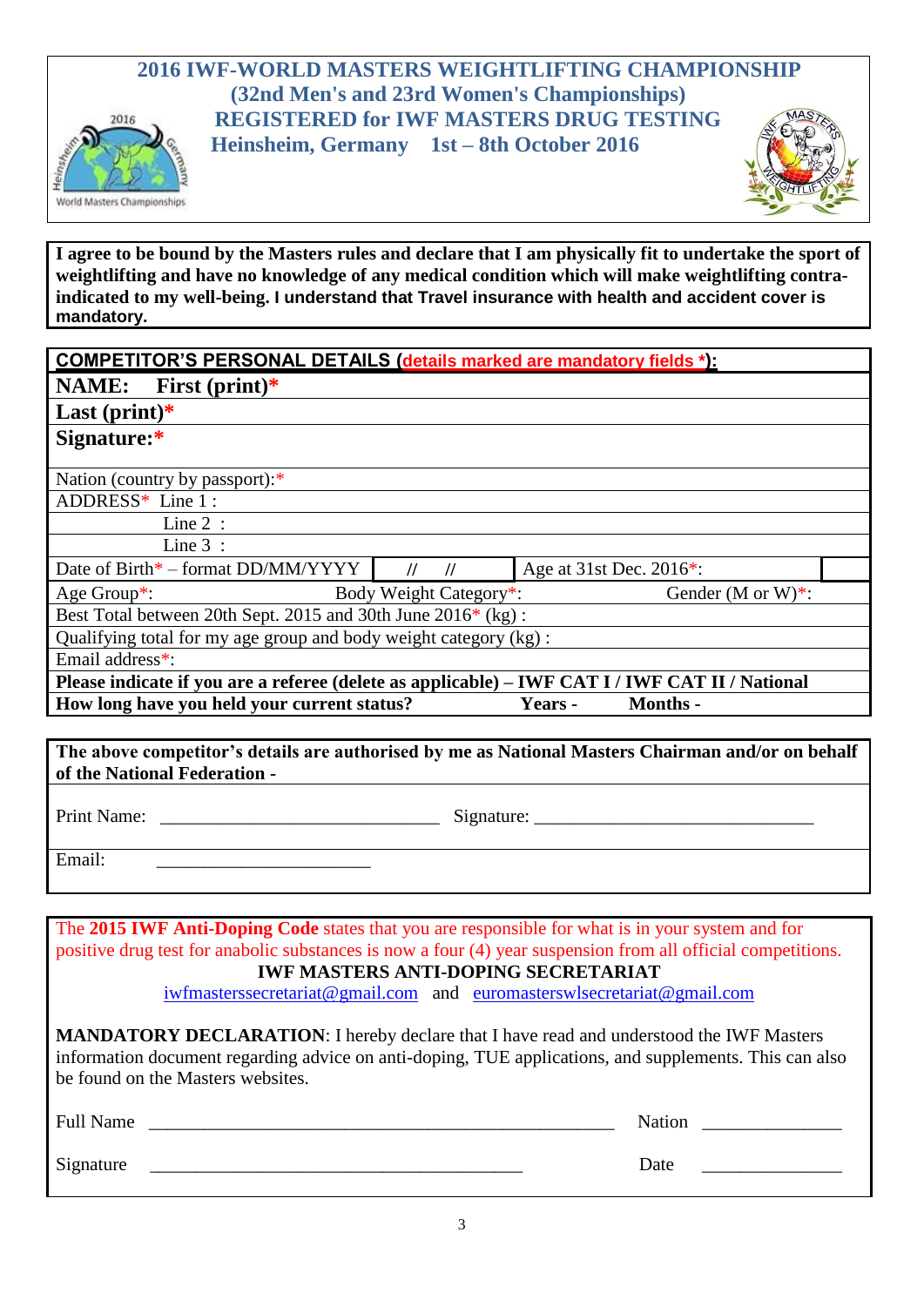# 2016 IWF-WORLD MASTERS WEIGHTLIFTING CHAMPIONSHIP
## (32nd Men's and 23rd Women's Championships)
## REGISTERED for IWF MASTERS DRUG TESTING
## Heinsheim, Germany 1st – 8th October 2016

**I agree to be bound by the Masters rules and declare that I am physically fit to undertake the sport of weightlifting and have no knowledge of any medical condition which will make weightlifting contra-indicated to my well-being. I understand that Travel insurance with health and accident cover is mandatory.**

| **COMPETITOR'S PERSONAL DETAILS (details marked are mandatory fields *):** | | | |
|---|---|---|---|
| **NAME: First (print)*** | | | |
| **Last (print)*** | | | |
| **Signature:*** | | | |
| Nation (country by passport):* | | | |
| ADDRESS* Line 1 : | | | |
| Line 2 : | | | |
| Line 3 : | | | |
| Date of Birth* – format DD/MM/YYYY | // // | Age at 31st Dec. 2016*: | |
| Age Group*: | Body Weight Category*: | Gender (M or W)*: | |
| Best Total between 20th Sept. 2015 and 30th June 2016* (kg) : | | | |
| Qualifying total for my age group and body weight category (kg) : | | | |
| Email address*: | | | |
| **Please indicate if you are a referee (delete as applicable) – IWF CAT I / IWF CAT II / National** | | | |
| **How long have you held your current status?** | **Years -** | **Months -** | |

**The above competitor's details are authorised by me as National Masters Chairman and/or on behalf of the National Federation -**

Print Name: ______________________________ Signature: ______________________________

Email: _______________________

The **2015 IWF Anti-Doping Code** states that you are responsible for what is in your system and for positive drug test for anabolic substances is now a four (4) year suspension from all official competitions.

**IWF MASTERS ANTI-DOPING SECRETARIAT**

iwfmasterssecretariat@gmail.com and euromasterswlsecretariat@gmail.com

**MANDATORY DECLARATION**: I hereby declare that I have read and understood the IWF Masters information document regarding advice on anti-doping, TUE applications, and supplements. This can also be found on the Masters websites.

Full Name __________________________________________________ Nation _____________

Signature ________________________________________ Date _____________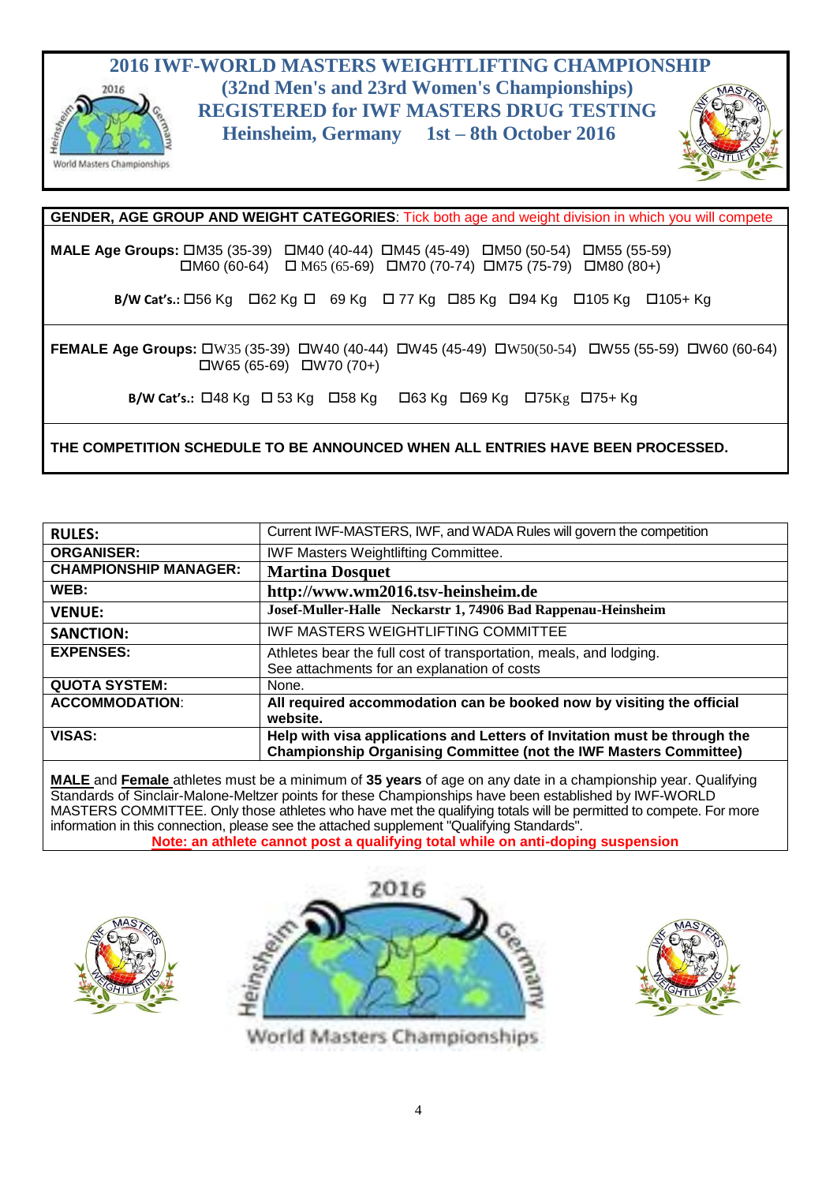# 2016 IWF-WORLD MASTERS WEIGHTLIFTING CHAMPIONSHIP

## (32nd Men's and 23rd Women's Championships)

## REGISTERED for IWF MASTERS DRUG TESTING

## Heinsheim, Germany 1st – 8th October 2016

**GENDER, AGE GROUP AND WEIGHT CATEGORIES**: Tick both age and weight division in which you will compete

**MALE Age Groups:** ☐M35 (35-39) ☐M40 (40-44) ☐M45 (45-49) ☐M50 (50-54) ☐M55 (55-59) ☐M60 (60-64) ☐ M65 (65-69) ☐M70 (70-74) ☐M75 (75-79) ☐M80 (80+)

**B/W Cat's.:** ☐56 Kg ☐62 Kg ☐ 69 Kg ☐ 77 Kg ☐85 Kg ☐94 Kg ☐105 Kg ☐105+ Kg

**FEMALE Age Groups:** ☐W35 (35-39) ☐W40 (40-44) ☐W45 (45-49) ☐W50(50-54) ☐W55 (55-59) ☐W60 (60-64) ☐W65 (65-69) ☐W70 (70+)

**B/W Cat's.:** ☐48 Kg ☐ 53 Kg ☐58 Kg ☐63 Kg ☐69 Kg ☐75Kg ☐75+ Kg

**THE COMPETITION SCHEDULE TO BE ANNOUNCED WHEN ALL ENTRIES HAVE BEEN PROCESSED.**

| | |
|---|---|
| **RULES:** | Current IWF-MASTERS, IWF, and WADA Rules will govern the competition |
| **ORGANISER:** | IWF Masters Weightlifting Committee. |
| **CHAMPIONSHIP MANAGER:** | **Martina Dosquet** |
| **WEB:** | **http://www.wm2016.tsv-heinsheim.de** |
| **VENUE:** | **Josef-Muller-Halle Neckarstr 1, 74906 Bad Rappenau-Heinsheim** |
| **SANCTION:** | IWF MASTERS WEIGHTLIFTING COMMITTEE |
| **EXPENSES:** | Athletes bear the full cost of transportation, meals, and lodging. See attachments for an explanation of costs |
| **QUOTA SYSTEM:** | None. |
| **ACCOMMODATION:** | **All required accommodation can be booked now by visiting the official website.** |
| **VISAS:** | **Help with visa applications and Letters of Invitation must be through the Championship Organising Committee (not the IWF Masters Committee)** |

**MALE** and **Female** athletes must be a minimum of **35 years** of age on any date in a championship year. Qualifying Standards of Sinclair-Malone-Meltzer points for these Championships have been established by IWF-WORLD MASTERS COMMITTEE. Only those athletes who have met the qualifying totals will be permitted to compete. For more information in this connection, please see the attached supplement "Qualifying Standards".

**Note: an athlete cannot post a qualifying total while on anti-doping suspension**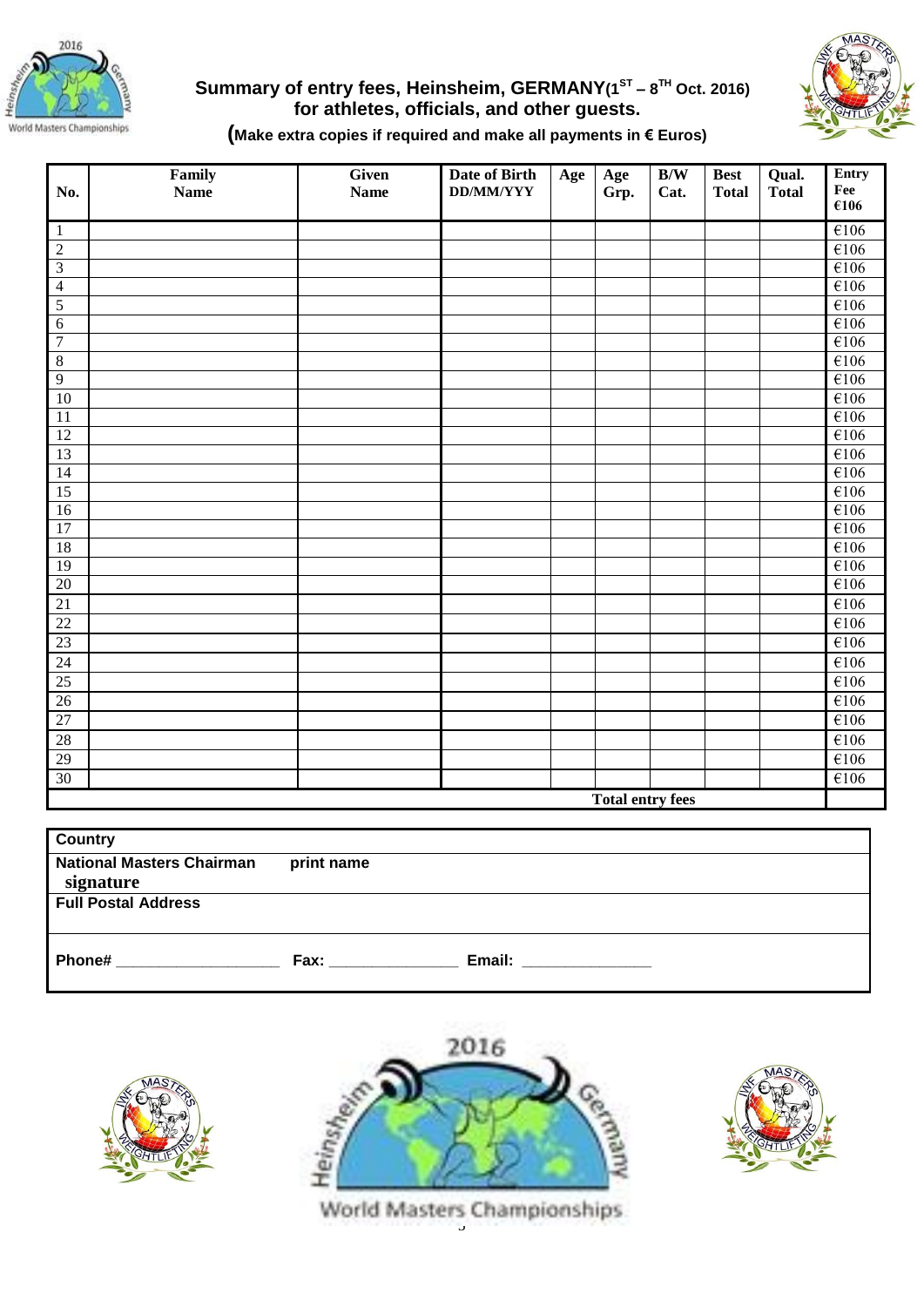**Summary of entry fees, Heinsheim, GERMANY(1ST – 8TH Oct. 2016) for athletes, officials, and other guests.**

**(Make extra copies if required and make all payments in € Euros)**

| No. | Family Name | Given Name | Date of Birth DD/MM/YYY | Age | Age Grp. | B/W Cat. | Best Total | Qual. Total | Entry Fee €106 |
|---|---|---|---|---|---|---|---|---|---|
| 1 | | | | | | | | | €106 |
| 2 | | | | | | | | | €106 |
| 3 | | | | | | | | | €106 |
| 4 | | | | | | | | | €106 |
| 5 | | | | | | | | | €106 |
| 6 | | | | | | | | | €106 |
| 7 | | | | | | | | | €106 |
| 8 | | | | | | | | | €106 |
| 9 | | | | | | | | | €106 |
| 10 | | | | | | | | | €106 |
| 11 | | | | | | | | | €106 |
| 12 | | | | | | | | | €106 |
| 13 | | | | | | | | | €106 |
| 14 | | | | | | | | | €106 |
| 15 | | | | | | | | | €106 |
| 16 | | | | | | | | | €106 |
| 17 | | | | | | | | | €106 |
| 18 | | | | | | | | | €106 |
| 19 | | | | | | | | | €106 |
| 20 | | | | | | | | | €106 |
| 21 | | | | | | | | | €106 |
| 22 | | | | | | | | | €106 |
| 23 | | | | | | | | | €106 |
| 24 | | | | | | | | | €106 |
| 25 | | | | | | | | | €106 |
| 26 | | | | | | | | | €106 |
| 27 | | | | | | | | | €106 |
| 28 | | | | | | | | | €106 |
| 29 | | | | | | | | | €106 |
| 30 | | | | | | | | | €106 |
| | | | | | **Total entry fees** | | | | |

| **Country** | |
|---|---|
| **National Masters Chairman signature** | **print name** |
| **Full Postal Address** | |
| **Phone#** ___________________ **Fax:** _______________ **Email:** _______________ | |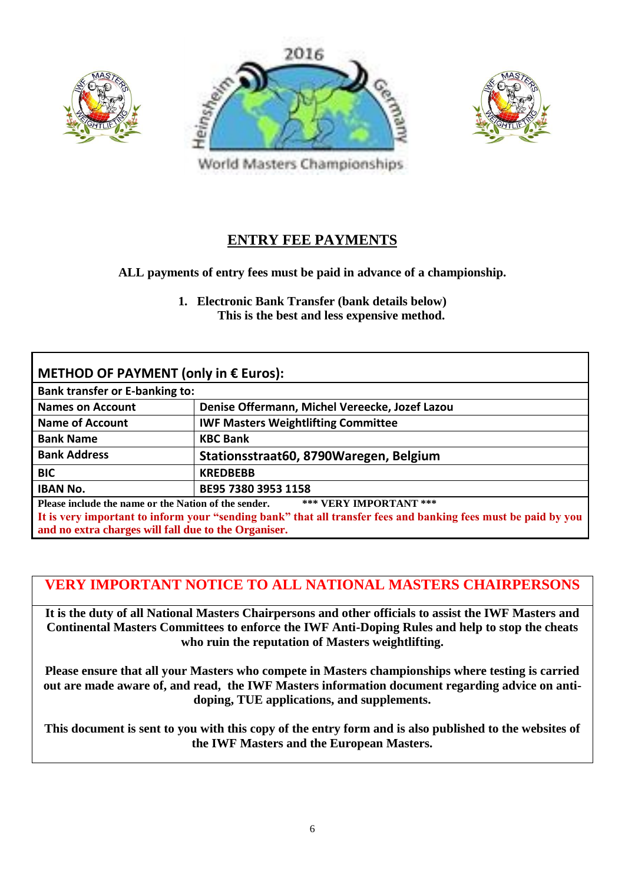## ENTRY FEE PAYMENTS

**ALL payments of entry fees must be paid in advance of a championship.**

1. **Electronic Bank Transfer (bank details below)**
   **This is the best and less expensive method.**

| **METHOD OF PAYMENT (only in € Euros):** | |
|---|---|
| **Bank transfer or E-banking to:** | |
| **Names on Account** | **Denise Offermann, Michel Vereecke, Jozef Lazou** |
| **Name of Account** | **IWF Masters Weightlifting Committee** |
| **Bank Name** | **KBC Bank** |
| **Bank Address** | **Stationsstraat60, 8790Waregen, Belgium** |
| **BIC** | **KREDBEBB** |
| **IBAN No.** | **BE95 7380 3953 1158** |
| **Please include the name or the Nation of the sender.** | **\*\*\* VERY IMPORTANT \*\*\*** |

**It is very important to inform your "sending bank" that all transfer fees and banking fees must be paid by you and no extra charges will fall due to the Organiser.**

## VERY IMPORTANT NOTICE TO ALL NATIONAL MASTERS CHAIRPERSONS

**It is the duty of all National Masters Chairpersons and other officials to assist the IWF Masters and Continental Masters Committees to enforce the IWF Anti-Doping Rules and help to stop the cheats who ruin the reputation of Masters weightlifting.**

**Please ensure that all your Masters who compete in Masters championships where testing is carried out are made aware of, and read, the IWF Masters information document regarding advice on anti-doping, TUE applications, and supplements.**

**This document is sent to you with this copy of the entry form and is also published to the websites of the IWF Masters and the European Masters.**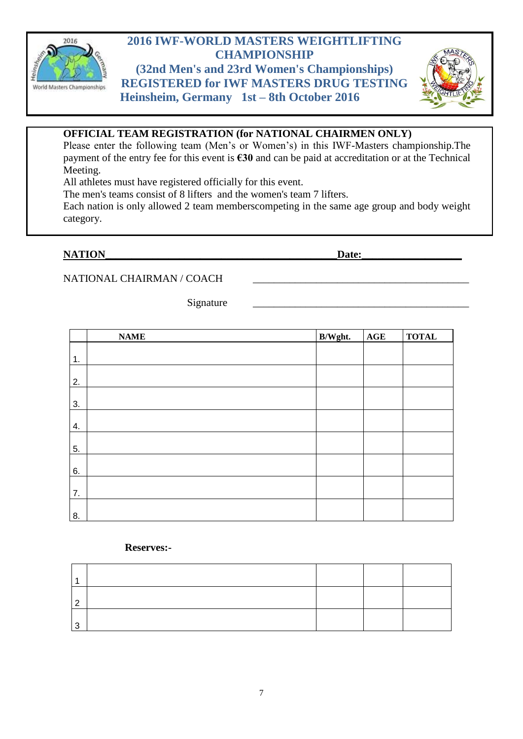# 2016 IWF-WORLD MASTERS WEIGHTLIFTING CHAMPIONSHIP
## (32nd Men's and 23rd Women's Championships)
## REGISTERED for IWF MASTERS DRUG TESTING
## Heinsheim, Germany 1st – 8th October 2016

**OFFICIAL TEAM REGISTRATION (for NATIONAL CHAIRMEN ONLY)**

Please enter the following team (Men's or Women's) in this IWF-Masters championship.The payment of the entry fee for this event is **€30** and can be paid at accreditation or at the Technical Meeting.

All athletes must have registered officially for this event.

The men's teams consist of 8 lifters and the women's team 7 lifters.

Each nation is only allowed 2 team memberscompeting in the same age group and body weight category.

**NATION**_____________________________________________ **Date:**__________________

NATIONAL CHAIRMAN / COACH ________________________________________

Signature ________________________________________

| | NAME | B/Wght. | AGE | TOTAL |
|---|---|---|---|---|
| 1. | | | | |
| 2. | | | | |
| 3. | | | | |
| 4. | | | | |
| 5. | | | | |
| 6. | | | | |
| 7. | | | | |
| 8. | | | | |

**Reserves:-**

| | | | | |
|---|---|---|---|---|
| 1 | | | | |
| 2 | | | | |
| 3 | | | | |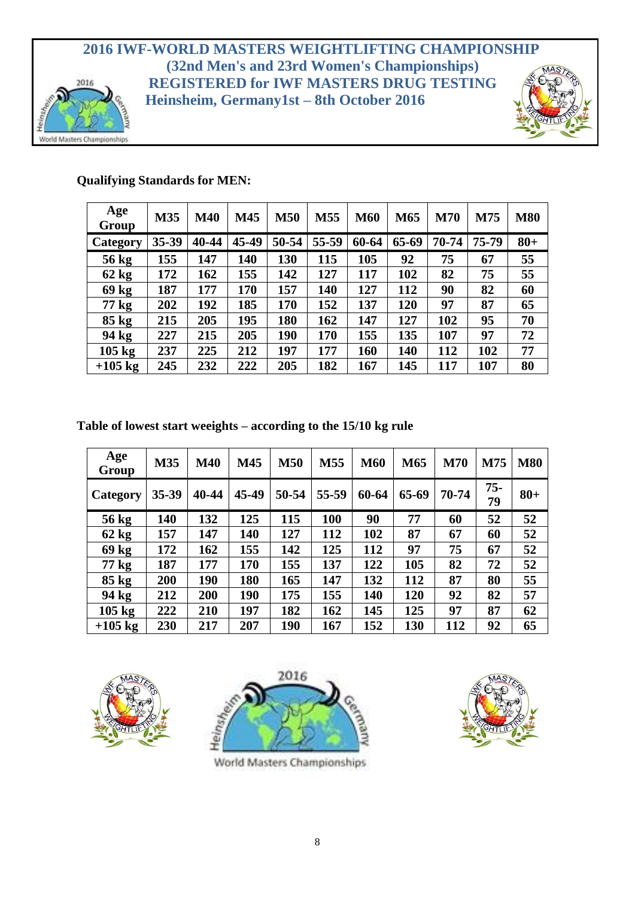# 2016 IWF-WORLD MASTERS WEIGHTLIFTING CHAMPIONSHIP

**(32nd Men's and 23rd Women's Championships)**

**REGISTERED for IWF MASTERS DRUG TESTING**

**Heinsheim, Germany1st – 8th October 2016**

**Qualifying Standards for MEN:**

| Age Group | M35 | M40 | M45 | M50 | M55 | M60 | M65 | M70 | M75 | M80 |
|---|---|---|---|---|---|---|---|---|---|---|
| Category | 35-39 | 40-44 | 45-49 | 50-54 | 55-59 | 60-64 | 65-69 | 70-74 | 75-79 | 80+ |
| 56 kg | 155 | 147 | 140 | 130 | 115 | 105 | 92 | 75 | 67 | 55 |
| 62 kg | 172 | 162 | 155 | 142 | 127 | 117 | 102 | 82 | 75 | 55 |
| 69 kg | 187 | 177 | 170 | 157 | 140 | 127 | 112 | 90 | 82 | 60 |
| 77 kg | 202 | 192 | 185 | 170 | 152 | 137 | 120 | 97 | 87 | 65 |
| 85 kg | 215 | 205 | 195 | 180 | 162 | 147 | 127 | 102 | 95 | 70 |
| 94 kg | 227 | 215 | 205 | 190 | 170 | 155 | 135 | 107 | 97 | 72 |
| 105 kg | 237 | 225 | 212 | 197 | 177 | 160 | 140 | 112 | 102 | 77 |
| +105 kg | 245 | 232 | 222 | 205 | 182 | 167 | 145 | 117 | 107 | 80 |

**Table of lowest start weeights – according to the 15/10 kg rule**

| Age Group | M35 | M40 | M45 | M50 | M55 | M60 | M65 | M70 | M75 | M80 |
|---|---|---|---|---|---|---|---|---|---|---|
| Category | 35-39 | 40-44 | 45-49 | 50-54 | 55-59 | 60-64 | 65-69 | 70-74 | 75-79 | 80+ |
| 56 kg | 140 | 132 | 125 | 115 | 100 | 90 | 77 | 60 | 52 | 52 |
| 62 kg | 157 | 147 | 140 | 127 | 112 | 102 | 87 | 67 | 60 | 52 |
| 69 kg | 172 | 162 | 155 | 142 | 125 | 112 | 97 | 75 | 67 | 52 |
| 77 kg | 187 | 177 | 170 | 155 | 137 | 122 | 105 | 82 | 72 | 52 |
| 85 kg | 200 | 190 | 180 | 165 | 147 | 132 | 112 | 87 | 80 | 55 |
| 94 kg | 212 | 200 | 190 | 175 | 155 | 140 | 120 | 92 | 82 | 57 |
| 105 kg | 222 | 210 | 197 | 182 | 162 | 145 | 125 | 97 | 87 | 62 |
| +105 kg | 230 | 217 | 207 | 190 | 167 | 152 | 130 | 112 | 92 | 65 |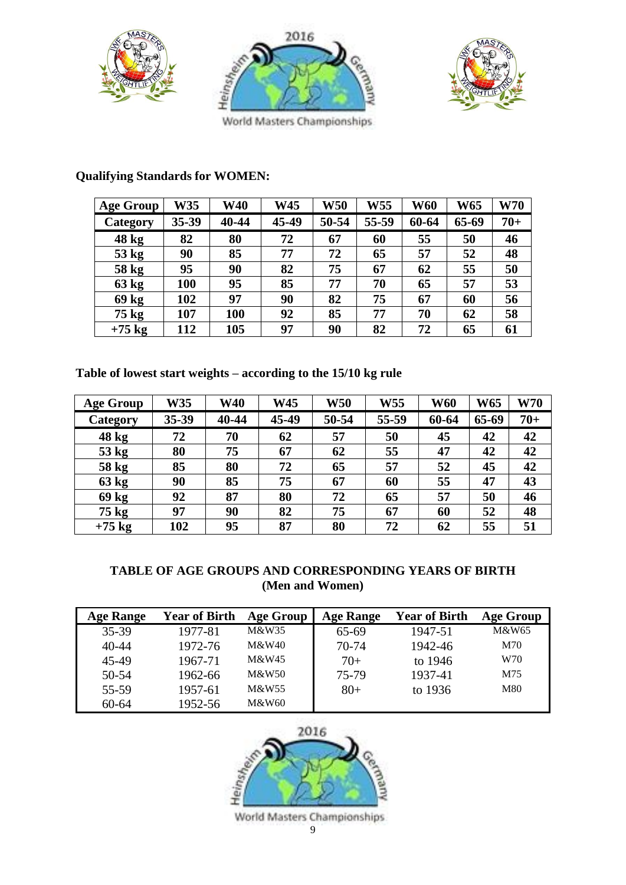**Qualifying Standards for WOMEN:**

| Age Group | W35 | W40 | W45 | W50 | W55 | W60 | W65 | W70 |
|---|---|---|---|---|---|---|---|---|
| **Category** | **35-39** | **40-44** | **45-49** | **50-54** | **55-59** | **60-64** | **65-69** | **70+** |
| **48 kg** | **82** | **80** | **72** | **67** | **60** | **55** | **50** | **46** |
| **53 kg** | **90** | **85** | **77** | **72** | **65** | **57** | **52** | **48** |
| **58 kg** | **95** | **90** | **82** | **75** | **67** | **62** | **55** | **50** |
| **63 kg** | **100** | **95** | **85** | **77** | **70** | **65** | **57** | **53** |
| **69 kg** | **102** | **97** | **90** | **82** | **75** | **67** | **60** | **56** |
| **75 kg** | **107** | **100** | **92** | **85** | **77** | **70** | **62** | **58** |
| **+75 kg** | **112** | **105** | **97** | **90** | **82** | **72** | **65** | **61** |

**Table of lowest start weights – according to the 15/10 kg rule**

| Age Group | W35 | W40 | W45 | W50 | W55 | W60 | W65 | W70 |
|---|---|---|---|---|---|---|---|---|
| **Category** | **35-39** | **40-44** | **45-49** | **50-54** | **55-59** | **60-64** | **65-69** | **70+** |
| **48 kg** | **72** | **70** | **62** | **57** | **50** | **45** | **42** | **42** |
| **53 kg** | **80** | **75** | **67** | **62** | **55** | **47** | **42** | **42** |
| **58 kg** | **85** | **80** | **72** | **65** | **57** | **52** | **45** | **42** |
| **63 kg** | **90** | **85** | **75** | **67** | **60** | **55** | **47** | **43** |
| **69 kg** | **92** | **87** | **80** | **72** | **65** | **57** | **50** | **46** |
| **75 kg** | **97** | **90** | **82** | **75** | **67** | **60** | **52** | **48** |
| **+75 kg** | **102** | **95** | **87** | **80** | **72** | **62** | **55** | **51** |

**TABLE OF AGE GROUPS AND CORRESPONDING YEARS OF BIRTH (Men and Women)**

| Age Range | Year of Birth | Age Group | Age Range | Year of Birth | Age Group |
|---|---|---|---|---|---|
| 35-39 | 1977-81 | M&W35 | 65-69 | 1947-51 | M&W65 |
| 40-44 | 1972-76 | M&W40 | 70-74 | 1942-46 | M70 |
| 45-49 | 1967-71 | M&W45 | 70+ | to 1946 | W70 |
| 50-54 | 1962-66 | M&W50 | 75-79 | 1937-41 | M75 |
| 55-59 | 1957-61 | M&W55 | 80+ | to 1936 | M80 |
| 60-64 | 1952-56 | M&W60 | | | |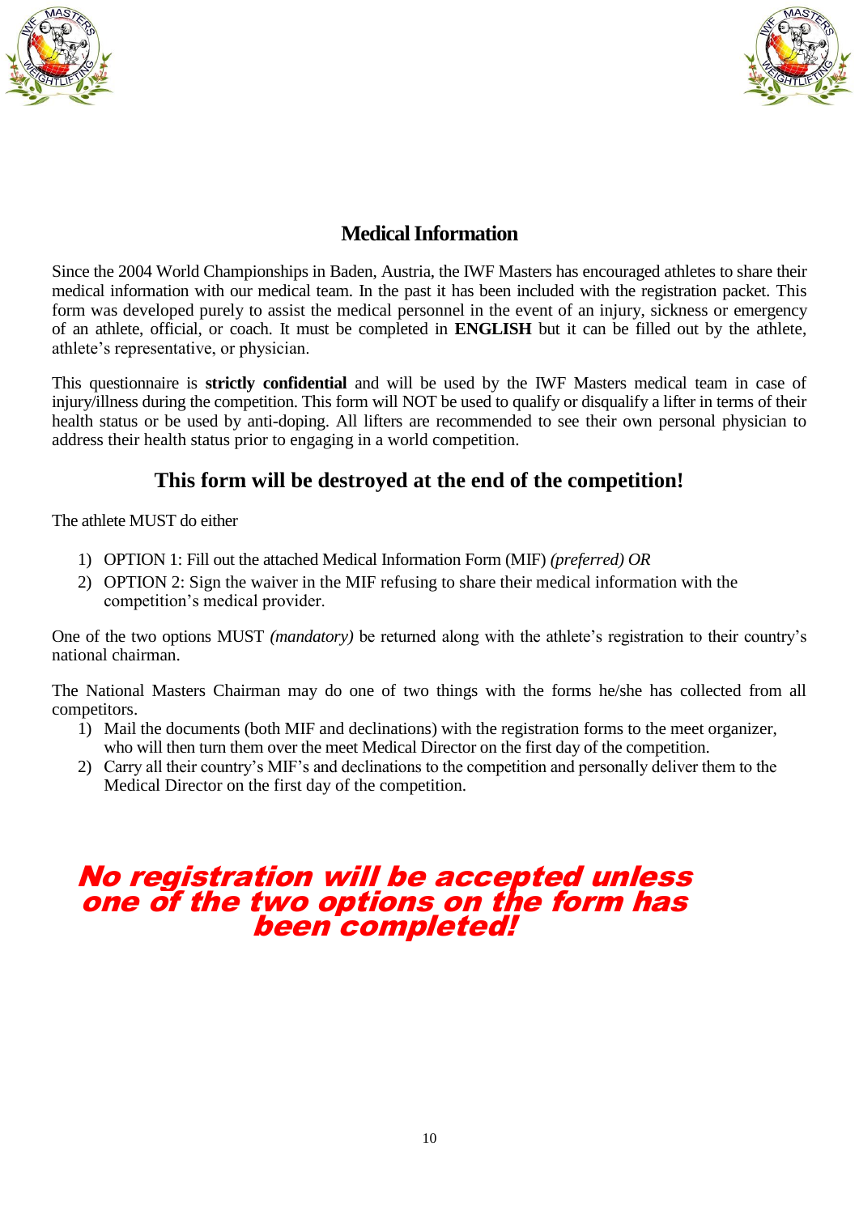## Medical Information

Since the 2004 World Championships in Baden, Austria, the IWF Masters has encouraged athletes to share their medical information with our medical team. In the past it has been included with the registration packet. This form was developed purely to assist the medical personnel in the event of an injury, sickness or emergency of an athlete, official, or coach. It must be completed in **ENGLISH** but it can be filled out by the athlete, athlete's representative, or physician.

This questionnaire is **strictly confidential** and will be used by the IWF Masters medical team in case of injury/illness during the competition. This form will NOT be used to qualify or disqualify a lifter in terms of their health status or be used by anti-doping. All lifters are recommended to see their own personal physician to address their health status prior to engaging in a world competition.

## This form will be destroyed at the end of the competition!

The athlete MUST do either

1) OPTION 1: Fill out the attached Medical Information Form (MIF) *(preferred) OR*
2) OPTION 2: Sign the waiver in the MIF refusing to share their medical information with the competition's medical provider.

One of the two options MUST *(mandatory)* be returned along with the athlete's registration to their country's national chairman.

The National Masters Chairman may do one of two things with the forms he/she has collected from all competitors.

1) Mail the documents (both MIF and declinations) with the registration forms to the meet organizer, who will then turn them over the meet Medical Director on the first day of the competition.
2) Carry all their country's MIF's and declinations to the competition and personally deliver them to the Medical Director on the first day of the competition.

***No registration will be accepted unless one of the two options on the form has been completed!***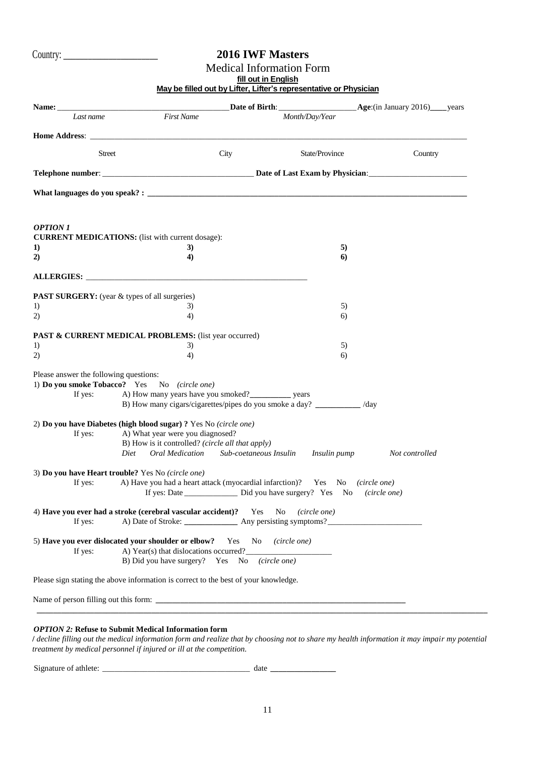Country: ____________________

# 2016 IWF Masters

## Medical Information Form

**fill out in English**

**May be filled out by Lifter, Lifter's representative or Physician**

**Name:** ________________________________________ **Date of Birth**: __________________ **Age**:(in January 2016)____years

*Last name* *First Name* *Month/Day/Year*

**Home Address**: ____________________________________________________________________________

Street City State/Province Country

**Telephone number**: ______________________________ **Date of Last Exam by Physician**: ______________________

**What languages do you speak? :** ____________________________________________________________________

***OPTION 1***

**CURRENT MEDICATIONS:** (list with current dosage):

**1)** **3)** **5)**

**2)** **4)** **6)**

**ALLERGIES:** ______________________________________________________

**PAST SURGERY:** (year & types of all surgeries)

1) 3) 5)

2) 4) 6)

**PAST & CURRENT MEDICAL PROBLEMS:** (list year occurred)

1) 3) 5)

2) 4) 6)

Please answer the following questions:

1) **Do you smoke Tobacco?** Yes No *(circle one)*

If yes: A) How many years have you smoked?__________ years

B) How many cigars/cigarettes/pipes do you smoke a day? __________ /day

2) **Do you have Diabetes (high blood sugar) ?** Yes No *(circle one)*

If yes: A) What year were you diagnosed?

B) How is it controlled? *(circle all that apply)*

*Diet* *Oral Medication* *Sub-coetaneous Insulin* *Insulin pump* *Not controlled*

3) **Do you have Heart trouble?** Yes No *(circle one)*

If yes: A) Have you had a heart attack (myocardial infarction)? Yes No *(circle one)*

If yes: Date _____________ Did you have surgery? Yes No *(circle one)*

4) **Have you ever had a stroke (cerebral vascular accident)?** Yes No *(circle one)*

If yes: A) Date of Stroke: _____________ Any persisting symptoms?______________________

5) **Have you ever dislocated your shoulder or elbow?** Yes No *(circle one)*

If yes: A) Year(s) that dislocations occurred?_____________________

B) Did you have surgery? Yes No *(circle one)*

Please sign stating the above information is correct to the best of your knowledge.

Name of person filling out this form: ______________________________________________________________

***OPTION 2:*** **Refuse to Submit Medical Information form**

*I decline filling out the medical information form and realize that by choosing not to share my health information it may impair my potential treatment by medical personnel if injured or ill at the competition.*

Signature of athlete: __________________________________ date ______________